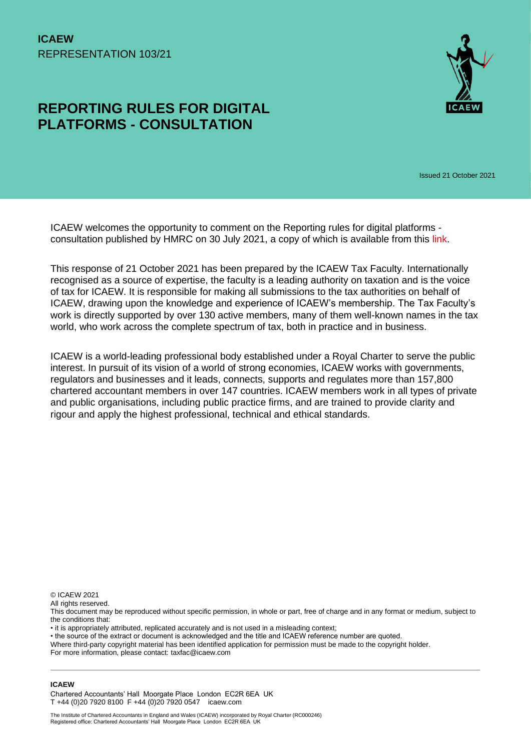**ICAEW**
REPRESENTATION 103/21

# REPORTING RULES FOR DIGITAL PLATFORMS - CONSULTATION

Issued 21 October 2021

ICAEW welcomes the opportunity to comment on the Reporting rules for digital platforms - consultation published by HMRC on 30 July 2021, a copy of which is available from this link.

This response of 21 October 2021 has been prepared by the ICAEW Tax Faculty. Internationally recognised as a source of expertise, the faculty is a leading authority on taxation and is the voice of tax for ICAEW. It is responsible for making all submissions to the tax authorities on behalf of ICAEW, drawing upon the knowledge and experience of ICAEW's membership. The Tax Faculty's work is directly supported by over 130 active members, many of them well-known names in the tax world, who work across the complete spectrum of tax, both in practice and in business.

ICAEW is a world-leading professional body established under a Royal Charter to serve the public interest. In pursuit of its vision of a world of strong economies, ICAEW works with governments, regulators and businesses and it leads, connects, supports and regulates more than 157,800 chartered accountant members in over 147 countries. ICAEW members work in all types of private and public organisations, including public practice firms, and are trained to provide clarity and rigour and apply the highest professional, technical and ethical standards.

© ICAEW 2021
All rights reserved.
This document may be reproduced without specific permission, in whole or part, free of charge and in any format or medium, subject to the conditions that:
• it is appropriately attributed, replicated accurately and is not used in a misleading context;
• the source of the extract or document is acknowledged and the title and ICAEW reference number are quoted.
Where third-party copyright material has been identified application for permission must be made to the copyright holder.
For more information, please contact: taxfac@icaew.com

**ICAEW**
Chartered Accountants' Hall Moorgate Place London EC2R 6EA UK
T +44 (0)20 7920 8100 F +44 (0)20 7920 0547 icaew.com

The Institute of Chartered Accountants in England and Wales (ICAEW) incorporated by Royal Charter (RC000246)
Registered office: Chartered Accountants' Hall Moorgate Place London EC2R 6EA UK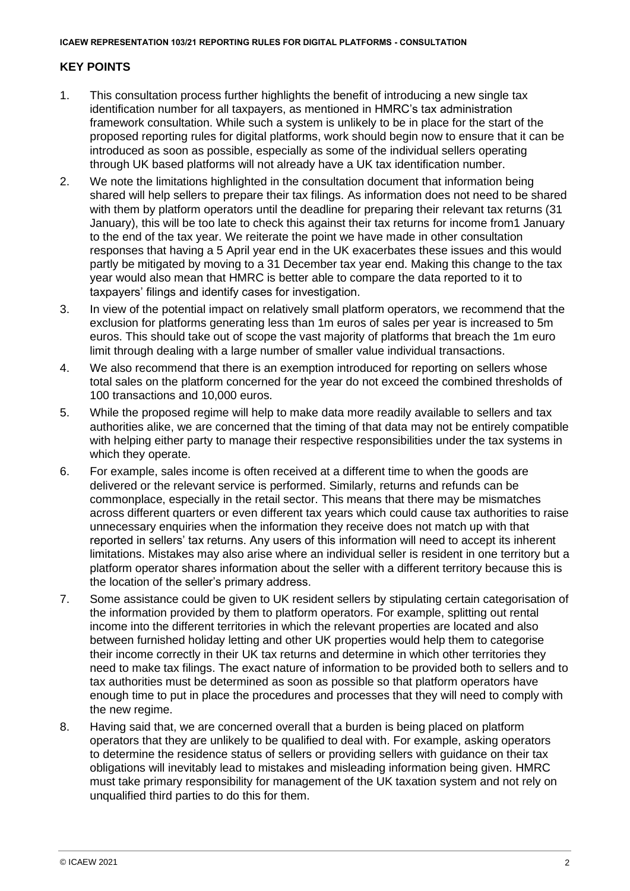## KEY POINTS

1. This consultation process further highlights the benefit of introducing a new single tax identification number for all taxpayers, as mentioned in HMRC's tax administration framework consultation. While such a system is unlikely to be in place for the start of the proposed reporting rules for digital platforms, work should begin now to ensure that it can be introduced as soon as possible, especially as some of the individual sellers operating through UK based platforms will not already have a UK tax identification number.
2. We note the limitations highlighted in the consultation document that information being shared will help sellers to prepare their tax filings. As information does not need to be shared with them by platform operators until the deadline for preparing their relevant tax returns (31 January), this will be too late to check this against their tax returns for income from1 January to the end of the tax year. We reiterate the point we have made in other consultation responses that having a 5 April year end in the UK exacerbates these issues and this would partly be mitigated by moving to a 31 December tax year end. Making this change to the tax year would also mean that HMRC is better able to compare the data reported to it to taxpayers' filings and identify cases for investigation.
3. In view of the potential impact on relatively small platform operators, we recommend that the exclusion for platforms generating less than 1m euros of sales per year is increased to 5m euros. This should take out of scope the vast majority of platforms that breach the 1m euro limit through dealing with a large number of smaller value individual transactions.
4. We also recommend that there is an exemption introduced for reporting on sellers whose total sales on the platform concerned for the year do not exceed the combined thresholds of 100 transactions and 10,000 euros.
5. While the proposed regime will help to make data more readily available to sellers and tax authorities alike, we are concerned that the timing of that data may not be entirely compatible with helping either party to manage their respective responsibilities under the tax systems in which they operate.
6. For example, sales income is often received at a different time to when the goods are delivered or the relevant service is performed. Similarly, returns and refunds can be commonplace, especially in the retail sector. This means that there may be mismatches across different quarters or even different tax years which could cause tax authorities to raise unnecessary enquiries when the information they receive does not match up with that reported in sellers' tax returns. Any users of this information will need to accept its inherent limitations. Mistakes may also arise where an individual seller is resident in one territory but a platform operator shares information about the seller with a different territory because this is the location of the seller's primary address.
7. Some assistance could be given to UK resident sellers by stipulating certain categorisation of the information provided by them to platform operators. For example, splitting out rental income into the different territories in which the relevant properties are located and also between furnished holiday letting and other UK properties would help them to categorise their income correctly in their UK tax returns and determine in which other territories they need to make tax filings. The exact nature of information to be provided both to sellers and to tax authorities must be determined as soon as possible so that platform operators have enough time to put in place the procedures and processes that they will need to comply with the new regime.
8. Having said that, we are concerned overall that a burden is being placed on platform operators that they are unlikely to be qualified to deal with. For example, asking operators to determine the residence status of sellers or providing sellers with guidance on their tax obligations will inevitably lead to mistakes and misleading information being given. HMRC must take primary responsibility for management of the UK taxation system and not rely on unqualified third parties to do this for them.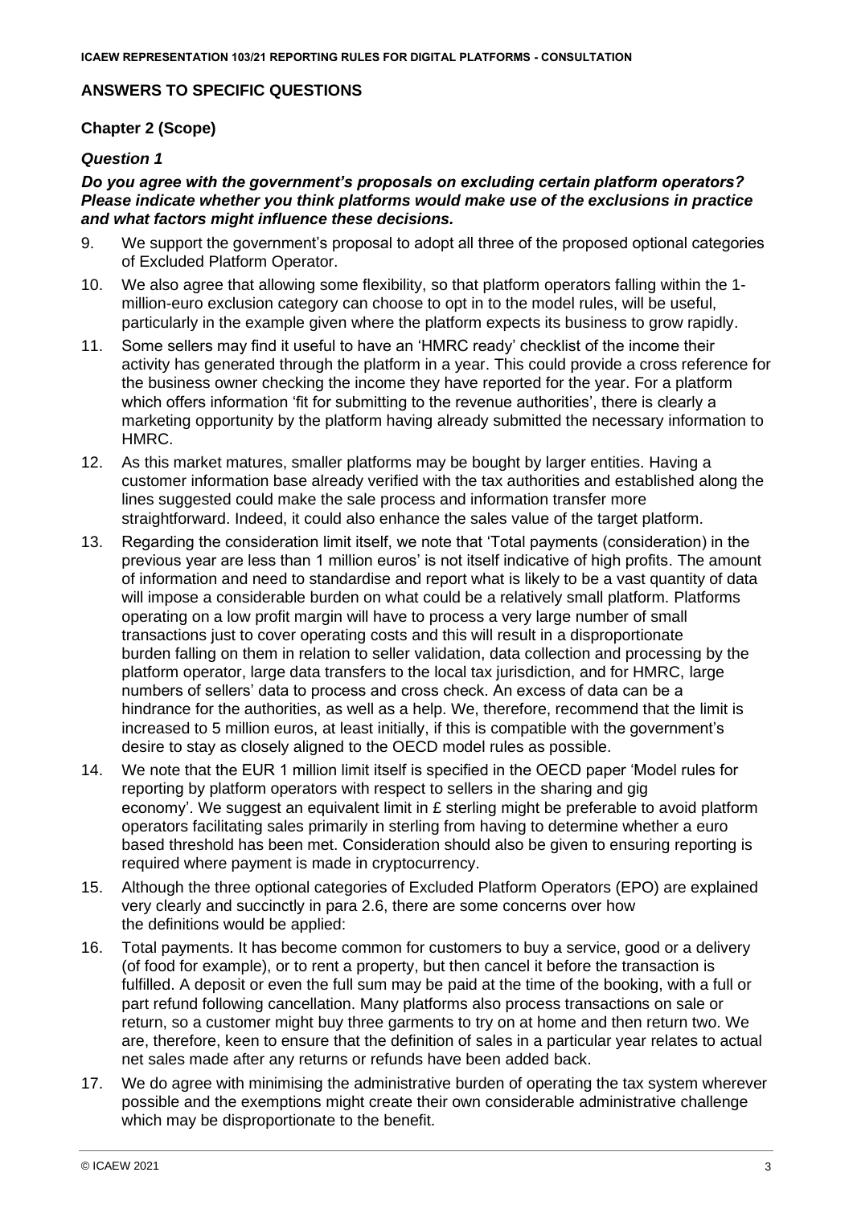## ANSWERS TO SPECIFIC QUESTIONS

### Chapter 2 (Scope)

#### *Question 1*

***Do you agree with the government's proposals on excluding certain platform operators? Please indicate whether you think platforms would make use of the exclusions in practice and what factors might influence these decisions.***

9. We support the government's proposal to adopt all three of the proposed optional categories of Excluded Platform Operator.

10. We also agree that allowing some flexibility, so that platform operators falling within the 1-million-euro exclusion category can choose to opt in to the model rules, will be useful, particularly in the example given where the platform expects its business to grow rapidly.

11. Some sellers may find it useful to have an 'HMRC ready' checklist of the income their activity has generated through the platform in a year. This could provide a cross reference for the business owner checking the income they have reported for the year. For a platform which offers information 'fit for submitting to the revenue authorities', there is clearly a marketing opportunity by the platform having already submitted the necessary information to HMRC.

12. As this market matures, smaller platforms may be bought by larger entities. Having a customer information base already verified with the tax authorities and established along the lines suggested could make the sale process and information transfer more straightforward. Indeed, it could also enhance the sales value of the target platform.

13. Regarding the consideration limit itself, we note that 'Total payments (consideration) in the previous year are less than 1 million euros' is not itself indicative of high profits. The amount of information and need to standardise and report what is likely to be a vast quantity of data will impose a considerable burden on what could be a relatively small platform. Platforms operating on a low profit margin will have to process a very large number of small transactions just to cover operating costs and this will result in a disproportionate burden falling on them in relation to seller validation, data collection and processing by the platform operator, large data transfers to the local tax jurisdiction, and for HMRC, large numbers of sellers' data to process and cross check. An excess of data can be a hindrance for the authorities, as well as a help. We, therefore, recommend that the limit is increased to 5 million euros, at least initially, if this is compatible with the government's desire to stay as closely aligned to the OECD model rules as possible.

14. We note that the EUR 1 million limit itself is specified in the OECD paper 'Model rules for reporting by platform operators with respect to sellers in the sharing and gig economy'. We suggest an equivalent limit in £ sterling might be preferable to avoid platform operators facilitating sales primarily in sterling from having to determine whether a euro based threshold has been met. Consideration should also be given to ensuring reporting is required where payment is made in cryptocurrency.

15. Although the three optional categories of Excluded Platform Operators (EPO) are explained very clearly and succinctly in para 2.6, there are some concerns over how the definitions would be applied:

16. Total payments. It has become common for customers to buy a service, good or a delivery (of food for example), or to rent a property, but then cancel it before the transaction is fulfilled. A deposit or even the full sum may be paid at the time of the booking, with a full or part refund following cancellation. Many platforms also process transactions on sale or return, so a customer might buy three garments to try on at home and then return two. We are, therefore, keen to ensure that the definition of sales in a particular year relates to actual net sales made after any returns or refunds have been added back.

17. We do agree with minimising the administrative burden of operating the tax system wherever possible and the exemptions might create their own considerable administrative challenge which may be disproportionate to the benefit.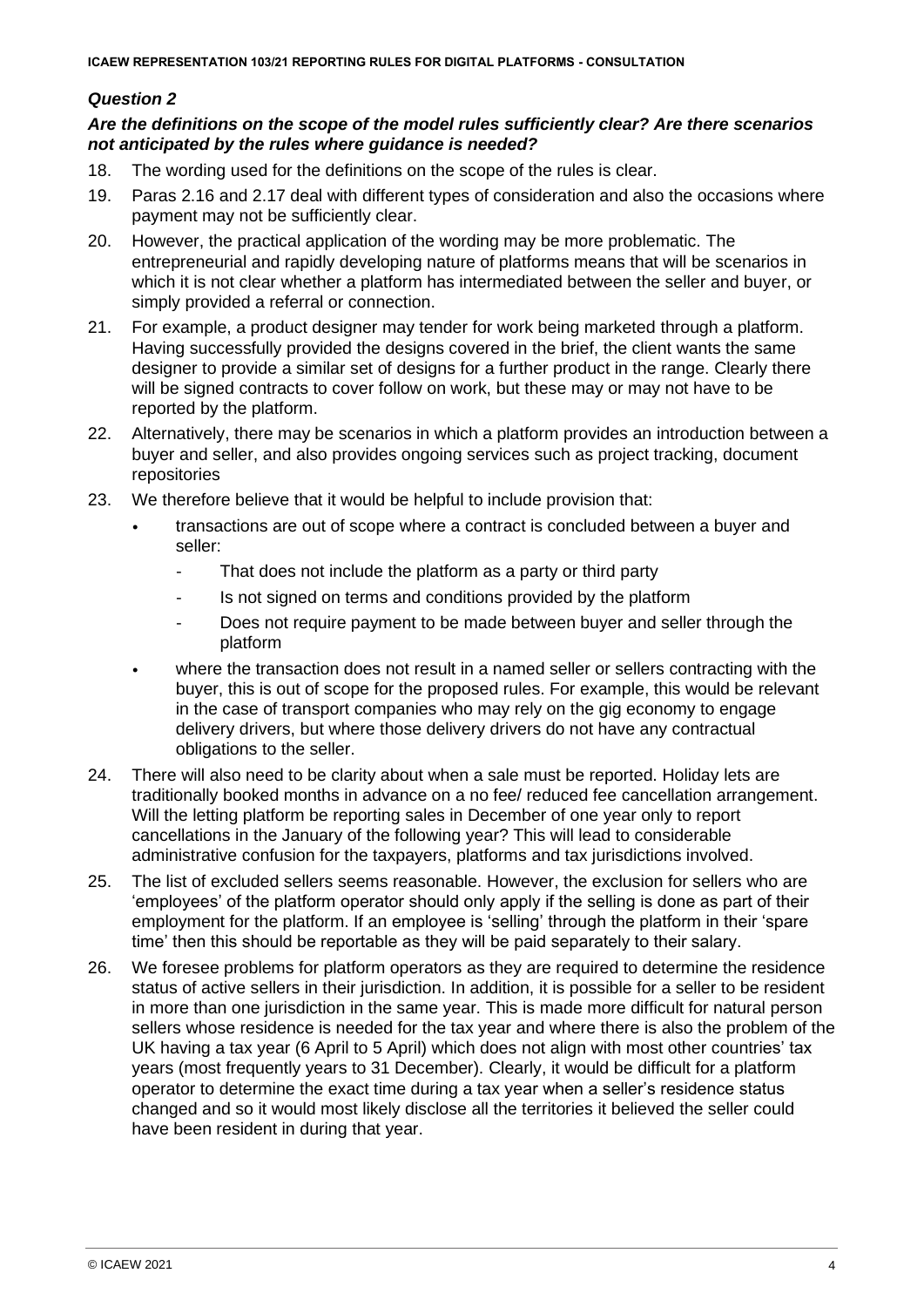### *Question 2*

***Are the definitions on the scope of the model rules sufficiently clear? Are there scenarios not anticipated by the rules where guidance is needed?***

18. The wording used for the definitions on the scope of the rules is clear.

19. Paras 2.16 and 2.17 deal with different types of consideration and also the occasions where payment may not be sufficiently clear.

20. However, the practical application of the wording may be more problematic. The entrepreneurial and rapidly developing nature of platforms means that will be scenarios in which it is not clear whether a platform has intermediated between the seller and buyer, or simply provided a referral or connection.

21. For example, a product designer may tender for work being marketed through a platform. Having successfully provided the designs covered in the brief, the client wants the same designer to provide a similar set of designs for a further product in the range. Clearly there will be signed contracts to cover follow on work, but these may or may not have to be reported by the platform.

22. Alternatively, there may be scenarios in which a platform provides an introduction between a buyer and seller, and also provides ongoing services such as project tracking, document repositories

23. We therefore believe that it would be helpful to include provision that:
    - transactions are out of scope where a contract is concluded between a buyer and seller:
      - That does not include the platform as a party or third party
      - Is not signed on terms and conditions provided by the platform
      - Does not require payment to be made between buyer and seller through the platform
    - where the transaction does not result in a named seller or sellers contracting with the buyer, this is out of scope for the proposed rules. For example, this would be relevant in the case of transport companies who may rely on the gig economy to engage delivery drivers, but where those delivery drivers do not have any contractual obligations to the seller.

24. There will also need to be clarity about when a sale must be reported. Holiday lets are traditionally booked months in advance on a no fee/ reduced fee cancellation arrangement. Will the letting platform be reporting sales in December of one year only to report cancellations in the January of the following year? This will lead to considerable administrative confusion for the taxpayers, platforms and tax jurisdictions involved.

25. The list of excluded sellers seems reasonable. However, the exclusion for sellers who are 'employees' of the platform operator should only apply if the selling is done as part of their employment for the platform. If an employee is 'selling' through the platform in their 'spare time' then this should be reportable as they will be paid separately to their salary.

26. We foresee problems for platform operators as they are required to determine the residence status of active sellers in their jurisdiction. In addition, it is possible for a seller to be resident in more than one jurisdiction in the same year. This is made more difficult for natural person sellers whose residence is needed for the tax year and where there is also the problem of the UK having a tax year (6 April to 5 April) which does not align with most other countries' tax years (most frequently years to 31 December). Clearly, it would be difficult for a platform operator to determine the exact time during a tax year when a seller's residence status changed and so it would most likely disclose all the territories it believed the seller could have been resident in during that year.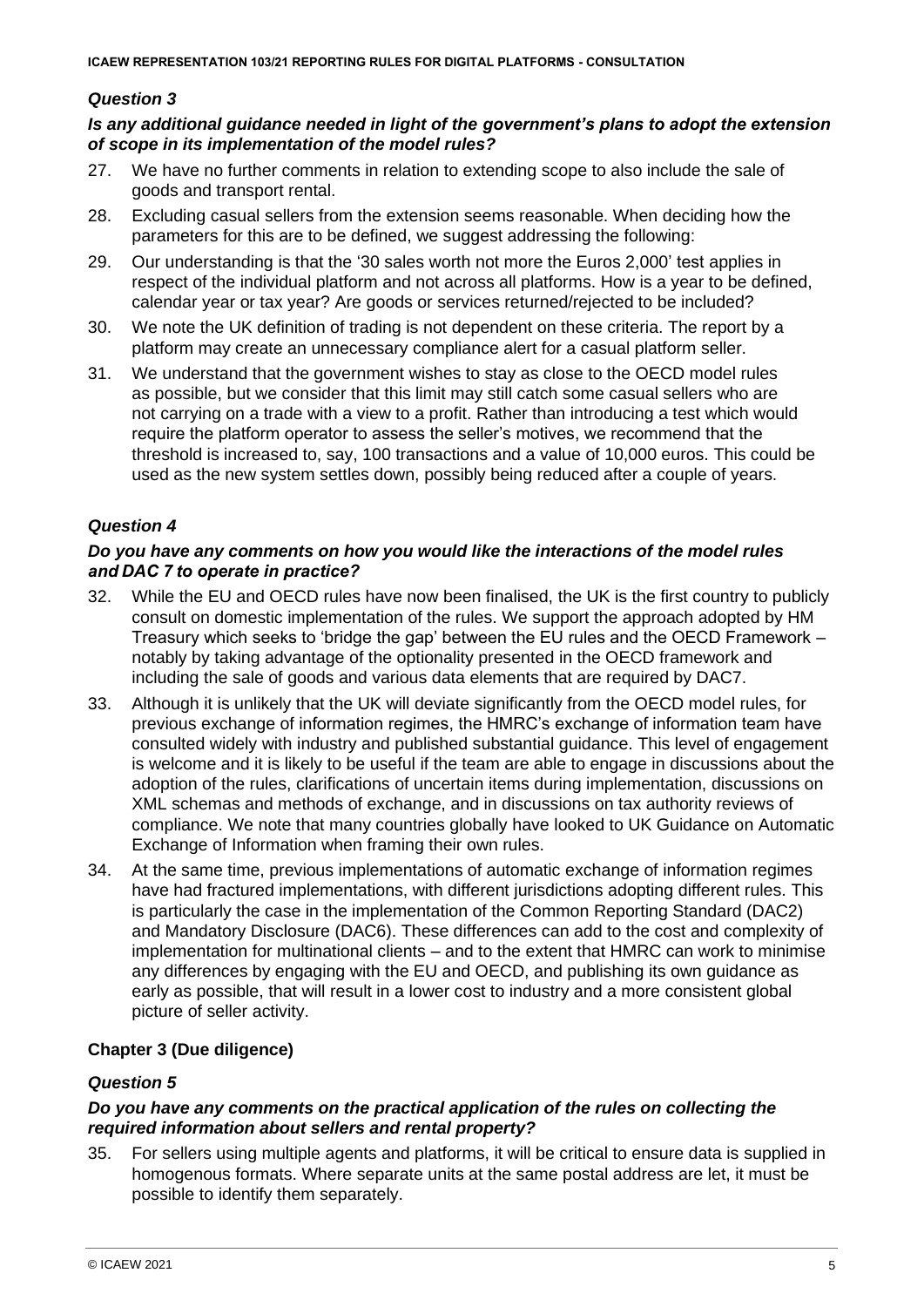### *Question 3*

***Is any additional guidance needed in light of the government's plans to adopt the extension of scope in its implementation of the model rules?***

27. We have no further comments in relation to extending scope to also include the sale of goods and transport rental.
28. Excluding casual sellers from the extension seems reasonable. When deciding how the parameters for this are to be defined, we suggest addressing the following:
29. Our understanding is that the '30 sales worth not more the Euros 2,000' test applies in respect of the individual platform and not across all platforms. How is a year to be defined, calendar year or tax year? Are goods or services returned/rejected to be included?
30. We note the UK definition of trading is not dependent on these criteria. The report by a platform may create an unnecessary compliance alert for a casual platform seller.
31. We understand that the government wishes to stay as close to the OECD model rules as possible, but we consider that this limit may still catch some casual sellers who are not carrying on a trade with a view to a profit. Rather than introducing a test which would require the platform operator to assess the seller's motives, we recommend that the threshold is increased to, say, 100 transactions and a value of 10,000 euros. This could be used as the new system settles down, possibly being reduced after a couple of years.

### *Question 4*

***Do you have any comments on how you would like the interactions of the model rules and DAC 7 to operate in practice?***

32. While the EU and OECD rules have now been finalised, the UK is the first country to publicly consult on domestic implementation of the rules. We support the approach adopted by HM Treasury which seeks to 'bridge the gap' between the EU rules and the OECD Framework – notably by taking advantage of the optionality presented in the OECD framework and including the sale of goods and various data elements that are required by DAC7.
33. Although it is unlikely that the UK will deviate significantly from the OECD model rules, for previous exchange of information regimes, the HMRC's exchange of information team have consulted widely with industry and published substantial guidance. This level of engagement is welcome and it is likely to be useful if the team are able to engage in discussions about the adoption of the rules, clarifications of uncertain items during implementation, discussions on XML schemas and methods of exchange, and in discussions on tax authority reviews of compliance. We note that many countries globally have looked to UK Guidance on Automatic Exchange of Information when framing their own rules.
34. At the same time, previous implementations of automatic exchange of information regimes have had fractured implementations, with different jurisdictions adopting different rules. This is particularly the case in the implementation of the Common Reporting Standard (DAC2) and Mandatory Disclosure (DAC6). These differences can add to the cost and complexity of implementation for multinational clients – and to the extent that HMRC can work to minimise any differences by engaging with the EU and OECD, and publishing its own guidance as early as possible, that will result in a lower cost to industry and a more consistent global picture of seller activity.

## Chapter 3 (Due diligence)

### *Question 5*

***Do you have any comments on the practical application of the rules on collecting the required information about sellers and rental property?***

35. For sellers using multiple agents and platforms, it will be critical to ensure data is supplied in homogenous formats. Where separate units at the same postal address are let, it must be possible to identify them separately.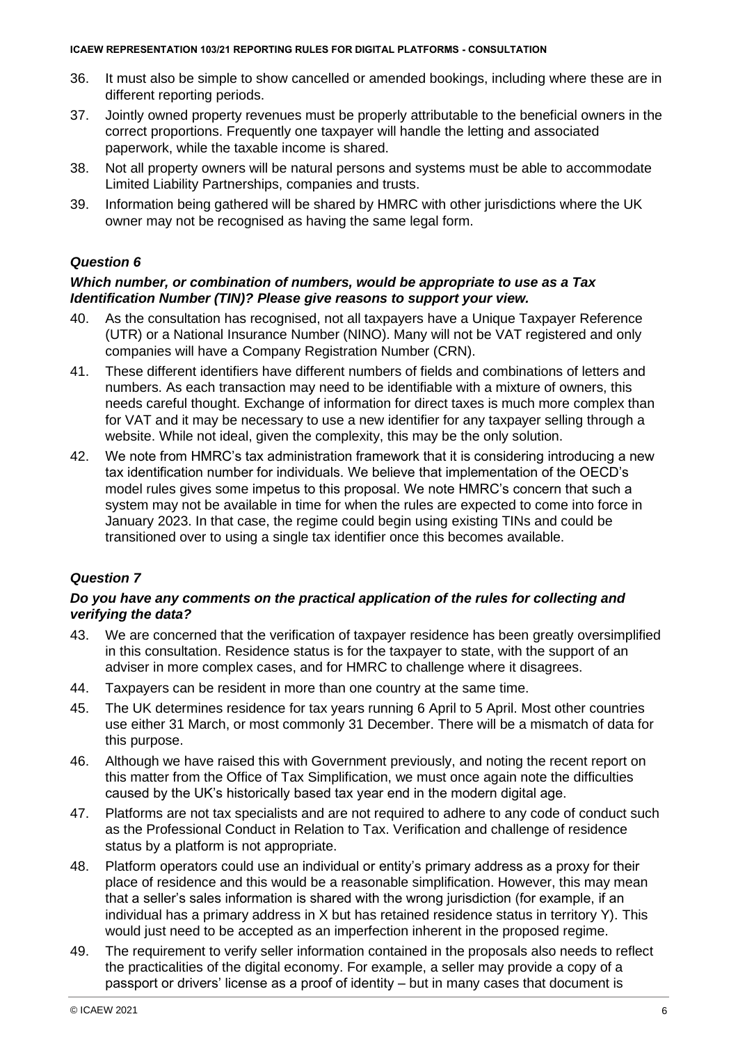36. It must also be simple to show cancelled or amended bookings, including where these are in different reporting periods.

37. Jointly owned property revenues must be properly attributable to the beneficial owners in the correct proportions. Frequently one taxpayer will handle the letting and associated paperwork, while the taxable income is shared.

38. Not all property owners will be natural persons and systems must be able to accommodate Limited Liability Partnerships, companies and trusts.

39. Information being gathered will be shared by HMRC with other jurisdictions where the UK owner may not be recognised as having the same legal form.

### *Question 6*

***Which number, or combination of numbers, would be appropriate to use as a Tax Identification Number (TIN)? Please give reasons to support your view.***

40. As the consultation has recognised, not all taxpayers have a Unique Taxpayer Reference (UTR) or a National Insurance Number (NINO). Many will not be VAT registered and only companies will have a Company Registration Number (CRN).

41. These different identifiers have different numbers of fields and combinations of letters and numbers. As each transaction may need to be identifiable with a mixture of owners, this needs careful thought. Exchange of information for direct taxes is much more complex than for VAT and it may be necessary to use a new identifier for any taxpayer selling through a website. While not ideal, given the complexity, this may be the only solution.

42. We note from HMRC's tax administration framework that it is considering introducing a new tax identification number for individuals. We believe that implementation of the OECD's model rules gives some impetus to this proposal. We note HMRC's concern that such a system may not be available in time for when the rules are expected to come into force in January 2023. In that case, the regime could begin using existing TINs and could be transitioned over to using a single tax identifier once this becomes available.

### *Question 7*

***Do you have any comments on the practical application of the rules for collecting and verifying the data?***

43. We are concerned that the verification of taxpayer residence has been greatly oversimplified in this consultation. Residence status is for the taxpayer to state, with the support of an adviser in more complex cases, and for HMRC to challenge where it disagrees.

44. Taxpayers can be resident in more than one country at the same time.

45. The UK determines residence for tax years running 6 April to 5 April. Most other countries use either 31 March, or most commonly 31 December. There will be a mismatch of data for this purpose.

46. Although we have raised this with Government previously, and noting the recent report on this matter from the Office of Tax Simplification, we must once again note the difficulties caused by the UK's historically based tax year end in the modern digital age.

47. Platforms are not tax specialists and are not required to adhere to any code of conduct such as the Professional Conduct in Relation to Tax. Verification and challenge of residence status by a platform is not appropriate.

48. Platform operators could use an individual or entity's primary address as a proxy for their place of residence and this would be a reasonable simplification. However, this may mean that a seller's sales information is shared with the wrong jurisdiction (for example, if an individual has a primary address in X but has retained residence status in territory Y). This would just need to be accepted as an imperfection inherent in the proposed regime.

49. The requirement to verify seller information contained in the proposals also needs to reflect the practicalities of the digital economy. For example, a seller may provide a copy of a passport or drivers' license as a proof of identity – but in many cases that document is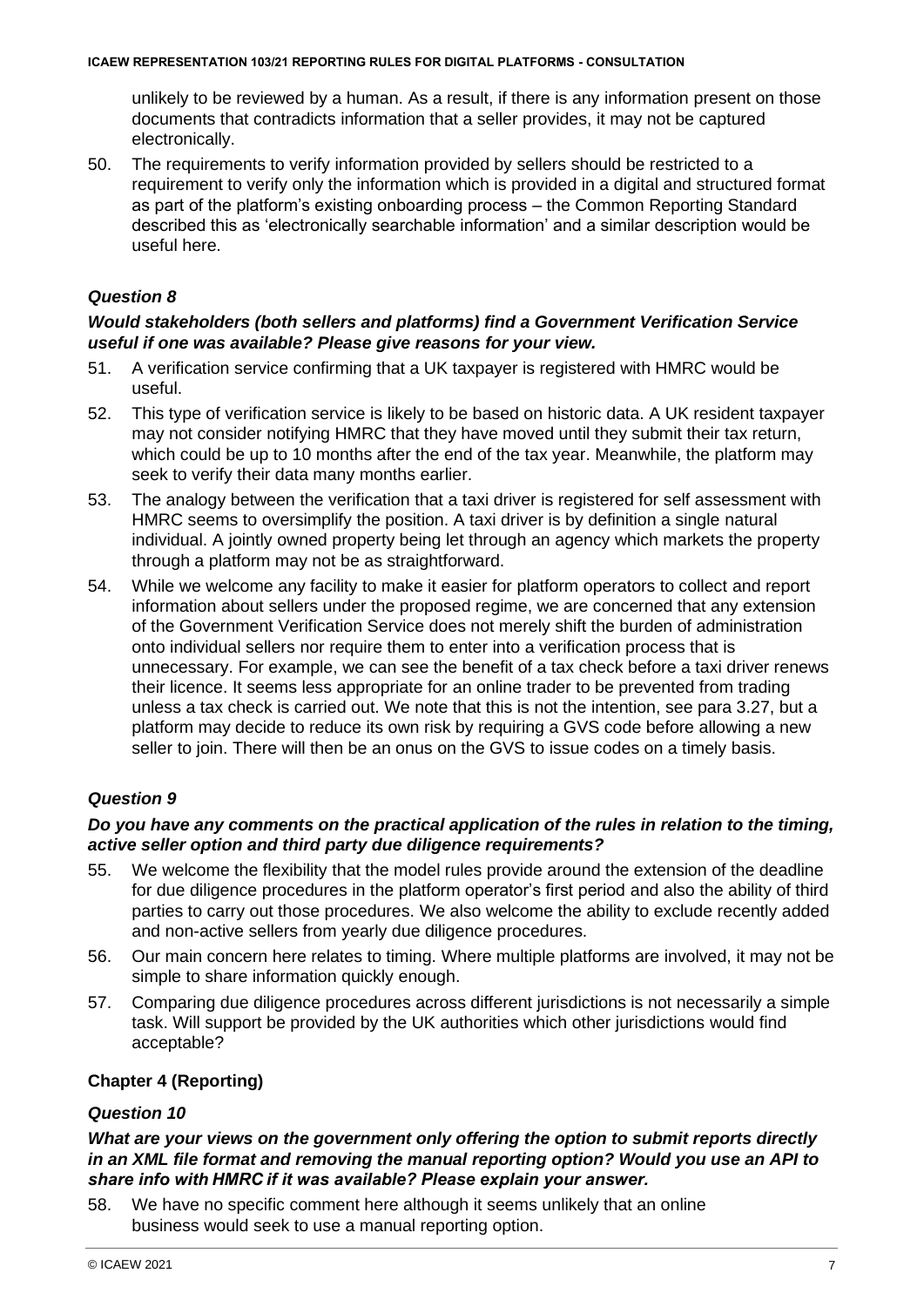unlikely to be reviewed by a human. As a result, if there is any information present on those documents that contradicts information that a seller provides, it may not be captured electronically.

50. The requirements to verify information provided by sellers should be restricted to a requirement to verify only the information which is provided in a digital and structured format as part of the platform's existing onboarding process – the Common Reporting Standard described this as 'electronically searchable information' and a similar description would be useful here.

### *Question 8*

***Would stakeholders (both sellers and platforms) find a Government Verification Service useful if one was available? Please give reasons for your view.***

51. A verification service confirming that a UK taxpayer is registered with HMRC would be useful.

52. This type of verification service is likely to be based on historic data. A UK resident taxpayer may not consider notifying HMRC that they have moved until they submit their tax return, which could be up to 10 months after the end of the tax year. Meanwhile, the platform may seek to verify their data many months earlier.

53. The analogy between the verification that a taxi driver is registered for self assessment with HMRC seems to oversimplify the position. A taxi driver is by definition a single natural individual. A jointly owned property being let through an agency which markets the property through a platform may not be as straightforward.

54. While we welcome any facility to make it easier for platform operators to collect and report information about sellers under the proposed regime, we are concerned that any extension of the Government Verification Service does not merely shift the burden of administration onto individual sellers nor require them to enter into a verification process that is unnecessary. For example, we can see the benefit of a tax check before a taxi driver renews their licence. It seems less appropriate for an online trader to be prevented from trading unless a tax check is carried out. We note that this is not the intention, see para 3.27, but a platform may decide to reduce its own risk by requiring a GVS code before allowing a new seller to join. There will then be an onus on the GVS to issue codes on a timely basis.

### *Question 9*

***Do you have any comments on the practical application of the rules in relation to the timing, active seller option and third party due diligence requirements?***

55. We welcome the flexibility that the model rules provide around the extension of the deadline for due diligence procedures in the platform operator's first period and also the ability of third parties to carry out those procedures. We also welcome the ability to exclude recently added and non-active sellers from yearly due diligence procedures.

56. Our main concern here relates to timing. Where multiple platforms are involved, it may not be simple to share information quickly enough.

57. Comparing due diligence procedures across different jurisdictions is not necessarily a simple task. Will support be provided by the UK authorities which other jurisdictions would find acceptable?

## Chapter 4 (Reporting)

### *Question 10*

***What are your views on the government only offering the option to submit reports directly in an XML file format and removing the manual reporting option? Would you use an API to share info with HMRC if it was available? Please explain your answer.***

58. We have no specific comment here although it seems unlikely that an online business would seek to use a manual reporting option.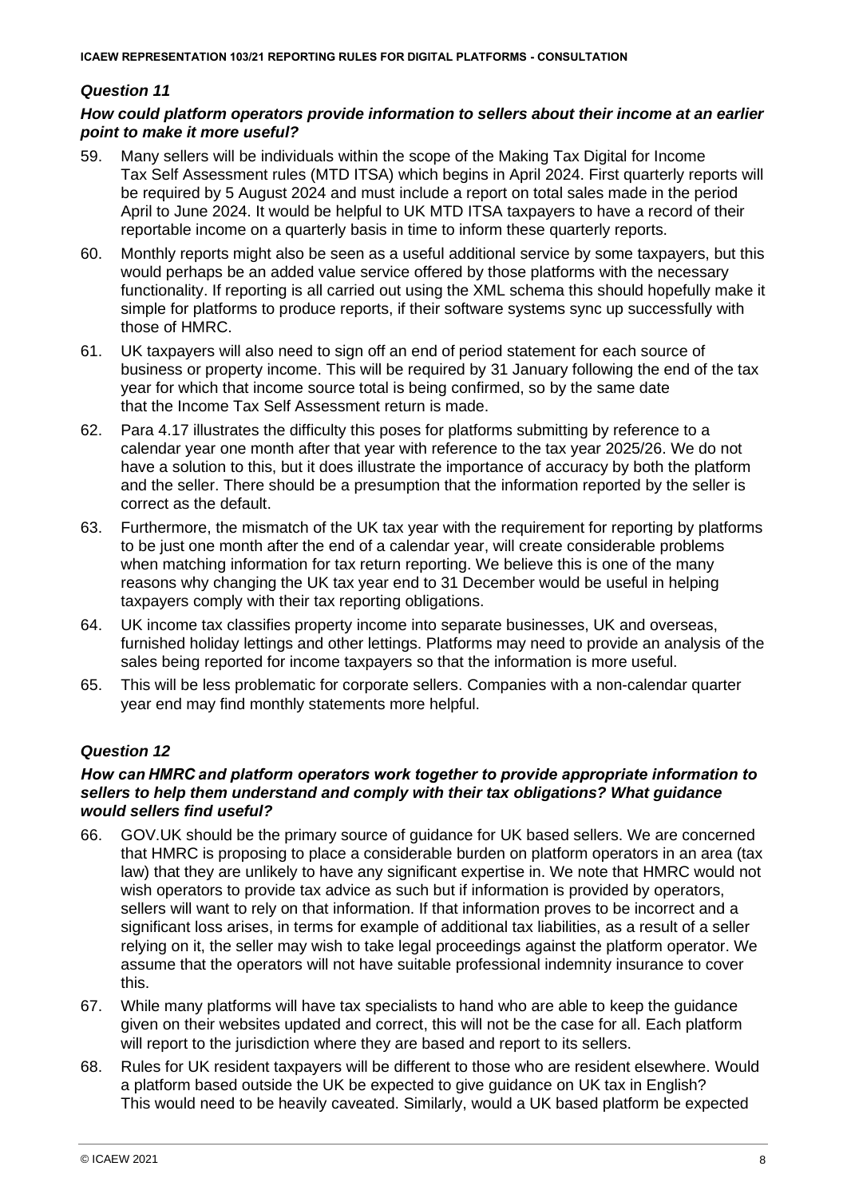### *Question 11*

### *How could platform operators provide information to sellers about their income at an earlier point to make it more useful?*

59. Many sellers will be individuals within the scope of the Making Tax Digital for Income Tax Self Assessment rules (MTD ITSA) which begins in April 2024. First quarterly reports will be required by 5 August 2024 and must include a report on total sales made in the period April to June 2024. It would be helpful to UK MTD ITSA taxpayers to have a record of their reportable income on a quarterly basis in time to inform these quarterly reports.
60. Monthly reports might also be seen as a useful additional service by some taxpayers, but this would perhaps be an added value service offered by those platforms with the necessary functionality. If reporting is all carried out using the XML schema this should hopefully make it simple for platforms to produce reports, if their software systems sync up successfully with those of HMRC.
61. UK taxpayers will also need to sign off an end of period statement for each source of business or property income. This will be required by 31 January following the end of the tax year for which that income source total is being confirmed, so by the same date that the Income Tax Self Assessment return is made.
62. Para 4.17 illustrates the difficulty this poses for platforms submitting by reference to a calendar year one month after that year with reference to the tax year 2025/26. We do not have a solution to this, but it does illustrate the importance of accuracy by both the platform and the seller. There should be a presumption that the information reported by the seller is correct as the default.
63. Furthermore, the mismatch of the UK tax year with the requirement for reporting by platforms to be just one month after the end of a calendar year, will create considerable problems when matching information for tax return reporting. We believe this is one of the many reasons why changing the UK tax year end to 31 December would be useful in helping taxpayers comply with their tax reporting obligations.
64. UK income tax classifies property income into separate businesses, UK and overseas, furnished holiday lettings and other lettings. Platforms may need to provide an analysis of the sales being reported for income taxpayers so that the information is more useful.
65. This will be less problematic for corporate sellers. Companies with a non-calendar quarter year end may find monthly statements more helpful.

### *Question 12*

### *How can HMRC and platform operators work together to provide appropriate information to sellers to help them understand and comply with their tax obligations? What guidance would sellers find useful?*

66. GOV.UK should be the primary source of guidance for UK based sellers. We are concerned that HMRC is proposing to place a considerable burden on platform operators in an area (tax law) that they are unlikely to have any significant expertise in. We note that HMRC would not wish operators to provide tax advice as such but if information is provided by operators, sellers will want to rely on that information. If that information proves to be incorrect and a significant loss arises, in terms for example of additional tax liabilities, as a result of a seller relying on it, the seller may wish to take legal proceedings against the platform operator. We assume that the operators will not have suitable professional indemnity insurance to cover this.
67. While many platforms will have tax specialists to hand who are able to keep the guidance given on their websites updated and correct, this will not be the case for all. Each platform will report to the jurisdiction where they are based and report to its sellers.
68. Rules for UK resident taxpayers will be different to those who are resident elsewhere. Would a platform based outside the UK be expected to give guidance on UK tax in English? This would need to be heavily caveated. Similarly, would a UK based platform be expected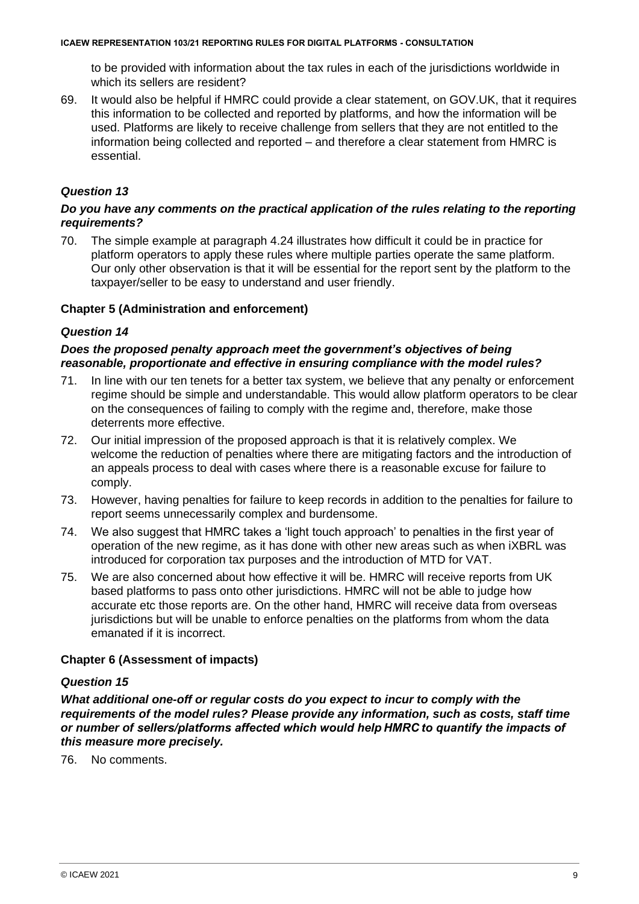to be provided with information about the tax rules in each of the jurisdictions worldwide in which its sellers are resident?

69. It would also be helpful if HMRC could provide a clear statement, on GOV.UK, that it requires this information to be collected and reported by platforms, and how the information will be used. Platforms are likely to receive challenge from sellers that they are not entitled to the information being collected and reported – and therefore a clear statement from HMRC is essential.

### *Question 13*

***Do you have any comments on the practical application of the rules relating to the reporting requirements?***

70. The simple example at paragraph 4.24 illustrates how difficult it could be in practice for platform operators to apply these rules where multiple parties operate the same platform. Our only other observation is that it will be essential for the report sent by the platform to the taxpayer/seller to be easy to understand and user friendly.

### Chapter 5 (Administration and enforcement)

### *Question 14*

***Does the proposed penalty approach meet the government's objectives of being reasonable, proportionate and effective in ensuring compliance with the model rules?***

71. In line with our ten tenets for a better tax system, we believe that any penalty or enforcement regime should be simple and understandable. This would allow platform operators to be clear on the consequences of failing to comply with the regime and, therefore, make those deterrents more effective.

72. Our initial impression of the proposed approach is that it is relatively complex. We welcome the reduction of penalties where there are mitigating factors and the introduction of an appeals process to deal with cases where there is a reasonable excuse for failure to comply.

73. However, having penalties for failure to keep records in addition to the penalties for failure to report seems unnecessarily complex and burdensome.

74. We also suggest that HMRC takes a 'light touch approach' to penalties in the first year of operation of the new regime, as it has done with other new areas such as when iXBRL was introduced for corporation tax purposes and the introduction of MTD for VAT.

75. We are also concerned about how effective it will be. HMRC will receive reports from UK based platforms to pass onto other jurisdictions. HMRC will not be able to judge how accurate etc those reports are. On the other hand, HMRC will receive data from overseas jurisdictions but will be unable to enforce penalties on the platforms from whom the data emanated if it is incorrect.

### Chapter 6 (Assessment of impacts)

### *Question 15*

***What additional one-off or regular costs do you expect to incur to comply with the requirements of the model rules? Please provide any information, such as costs, staff time or number of sellers/platforms affected which would help HMRC to quantify the impacts of this measure more precisely.***

76. No comments.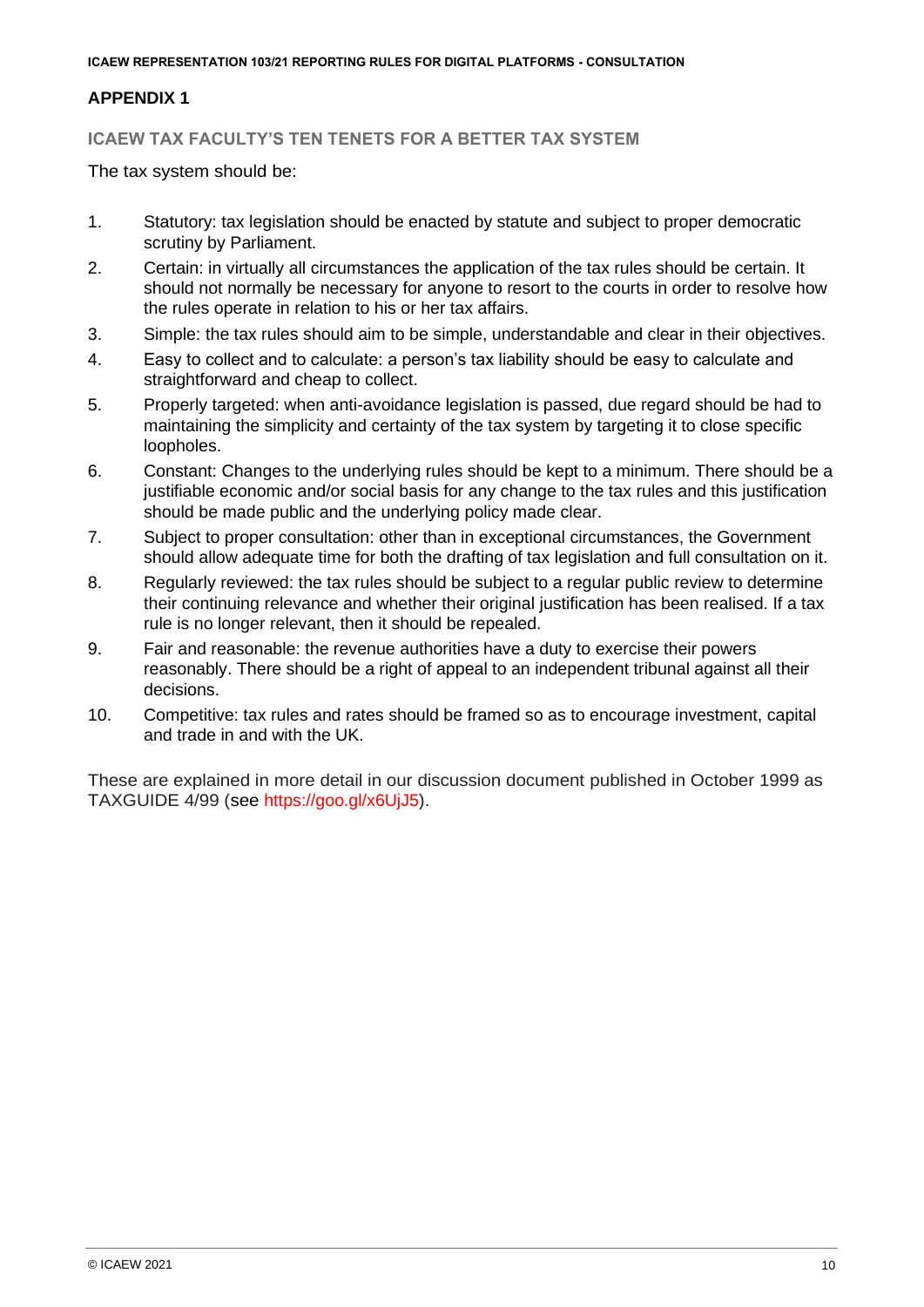## APPENDIX 1

### ICAEW TAX FACULTY'S TEN TENETS FOR A BETTER TAX SYSTEM

The tax system should be:

1. Statutory: tax legislation should be enacted by statute and subject to proper democratic scrutiny by Parliament.
2. Certain: in virtually all circumstances the application of the tax rules should be certain. It should not normally be necessary for anyone to resort to the courts in order to resolve how the rules operate in relation to his or her tax affairs.
3. Simple: the tax rules should aim to be simple, understandable and clear in their objectives.
4. Easy to collect and to calculate: a person's tax liability should be easy to calculate and straightforward and cheap to collect.
5. Properly targeted: when anti-avoidance legislation is passed, due regard should be had to maintaining the simplicity and certainty of the tax system by targeting it to close specific loopholes.
6. Constant: Changes to the underlying rules should be kept to a minimum. There should be a justifiable economic and/or social basis for any change to the tax rules and this justification should be made public and the underlying policy made clear.
7. Subject to proper consultation: other than in exceptional circumstances, the Government should allow adequate time for both the drafting of tax legislation and full consultation on it.
8. Regularly reviewed: the tax rules should be subject to a regular public review to determine their continuing relevance and whether their original justification has been realised. If a tax rule is no longer relevant, then it should be repealed.
9. Fair and reasonable: the revenue authorities have a duty to exercise their powers reasonably. There should be a right of appeal to an independent tribunal against all their decisions.
10. Competitive: tax rules and rates should be framed so as to encourage investment, capital and trade in and with the UK.

These are explained in more detail in our discussion document published in October 1999 as TAXGUIDE 4/99 (see https://goo.gl/x6UjJ5).